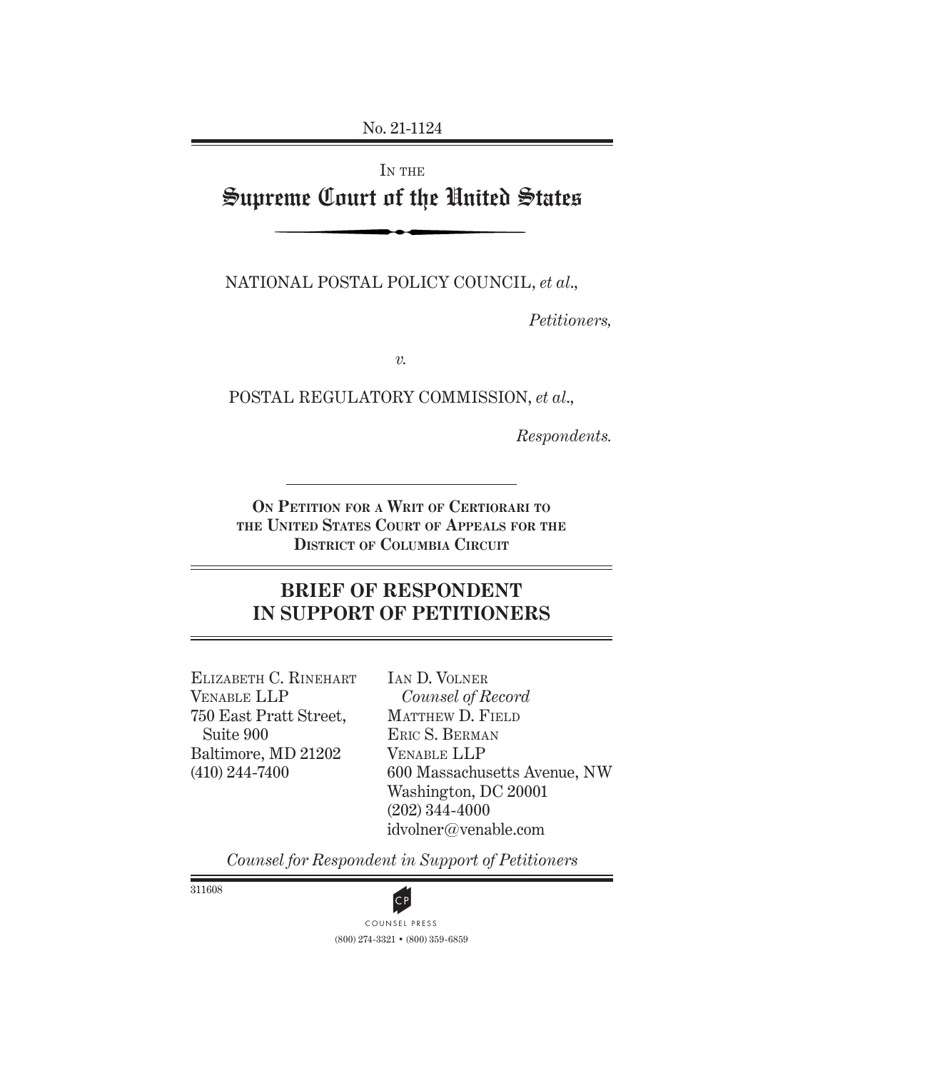No. 21-1124

IN THE

# Supreme Court of the United States

NATIONAL POSTAL POLICY COUNCIL, *et al.*,

*Petitioners,*

*v.*

POSTAL REGULATORY COMMISSION, *et al.*,

*Respondents.*

**ON PETITION FOR A WRIT OF CERTIORARI TO THE UNITED STATES COURT OF APPEALS FOR THE DISTRICT OF COLUMBIA CIRCUIT**

## BRIEF OF RESPONDENT IN SUPPORT OF PETITIONERS

ELIZABETH C. RINEHART
VENABLE LLP
750 East Pratt Street,
Suite 900
Baltimore, MD 21202
(410) 244-7400

IAN D. VOLNER
*Counsel of Record*
MATTHEW D. FIELD
ERIC S. BERMAN
VENABLE LLP
600 Massachusetts Avenue, NW
Washington, DC 20001
(202) 344-4000
idvolner@venable.com

*Counsel for Respondent in Support of Petitioners*

311608

COUNSEL PRESS
(800) 274-3321 • (800) 359-6859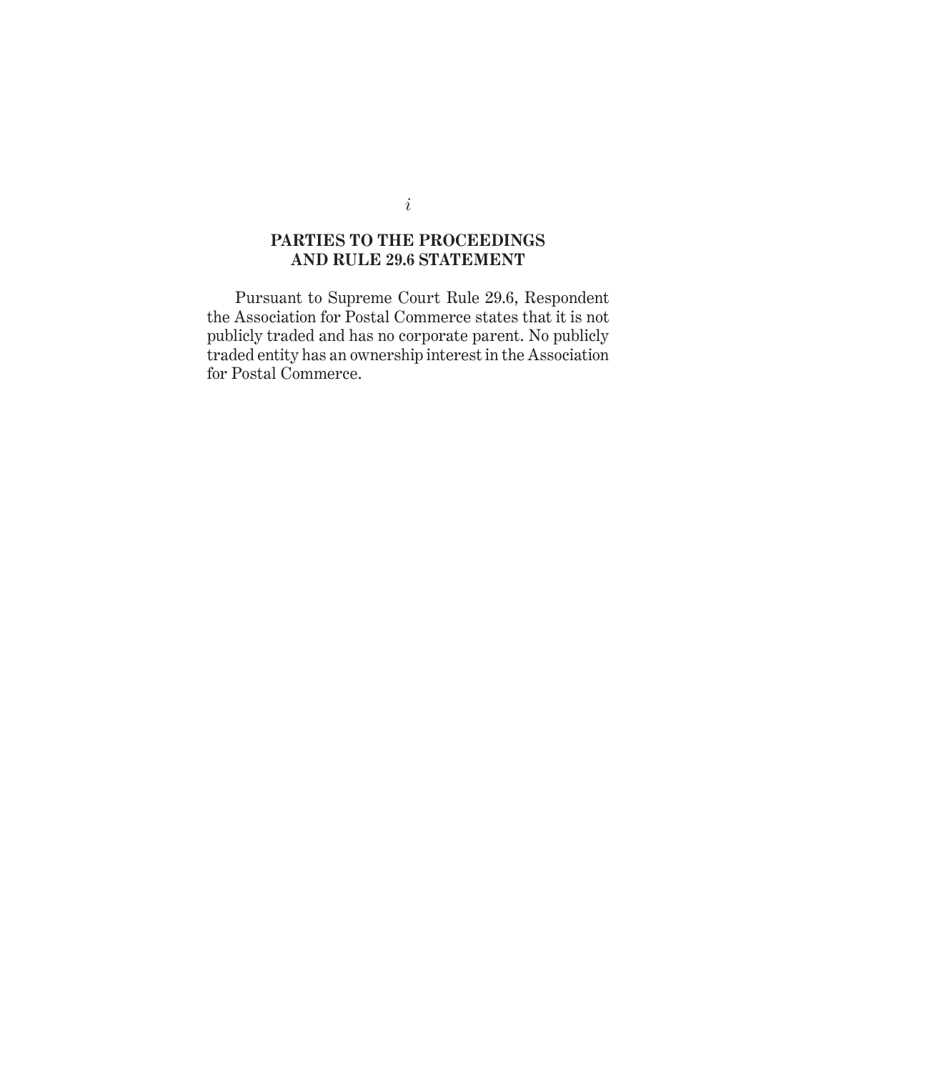## PARTIES TO THE PROCEEDINGS AND RULE 29.6 STATEMENT

Pursuant to Supreme Court Rule 29.6, Respondent the Association for Postal Commerce states that it is not publicly traded and has no corporate parent. No publicly traded entity has an ownership interest in the Association for Postal Commerce.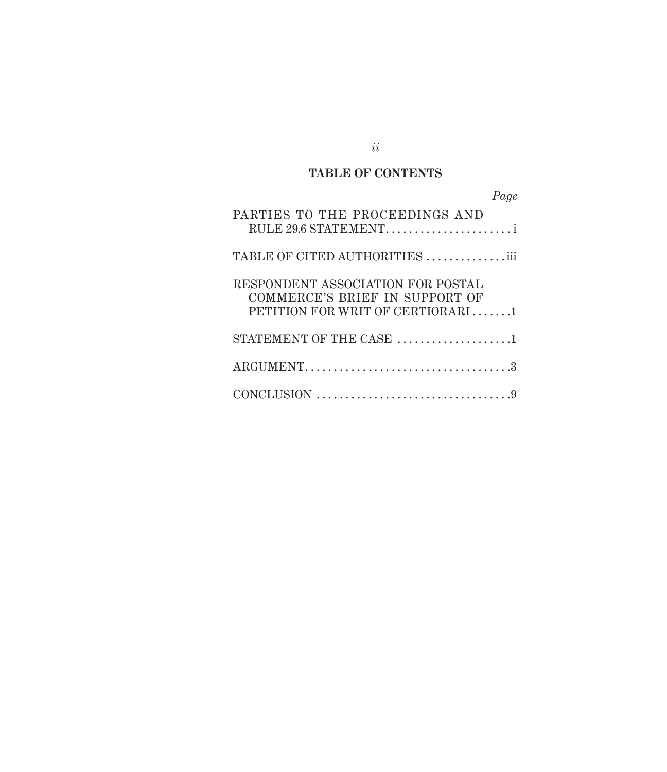## TABLE OF CONTENTS

| | *Page* |
|---|---|
| PARTIES TO THE PROCEEDINGS AND RULE 29.6 STATEMENT | i |
| TABLE OF CITED AUTHORITIES | iii |
| RESPONDENT ASSOCIATION FOR POSTAL COMMERCE'S BRIEF IN SUPPORT OF PETITION FOR WRIT OF CERTIORARI | 1 |
| STATEMENT OF THE CASE | 1 |
| ARGUMENT | 3 |
| CONCLUSION | 9 |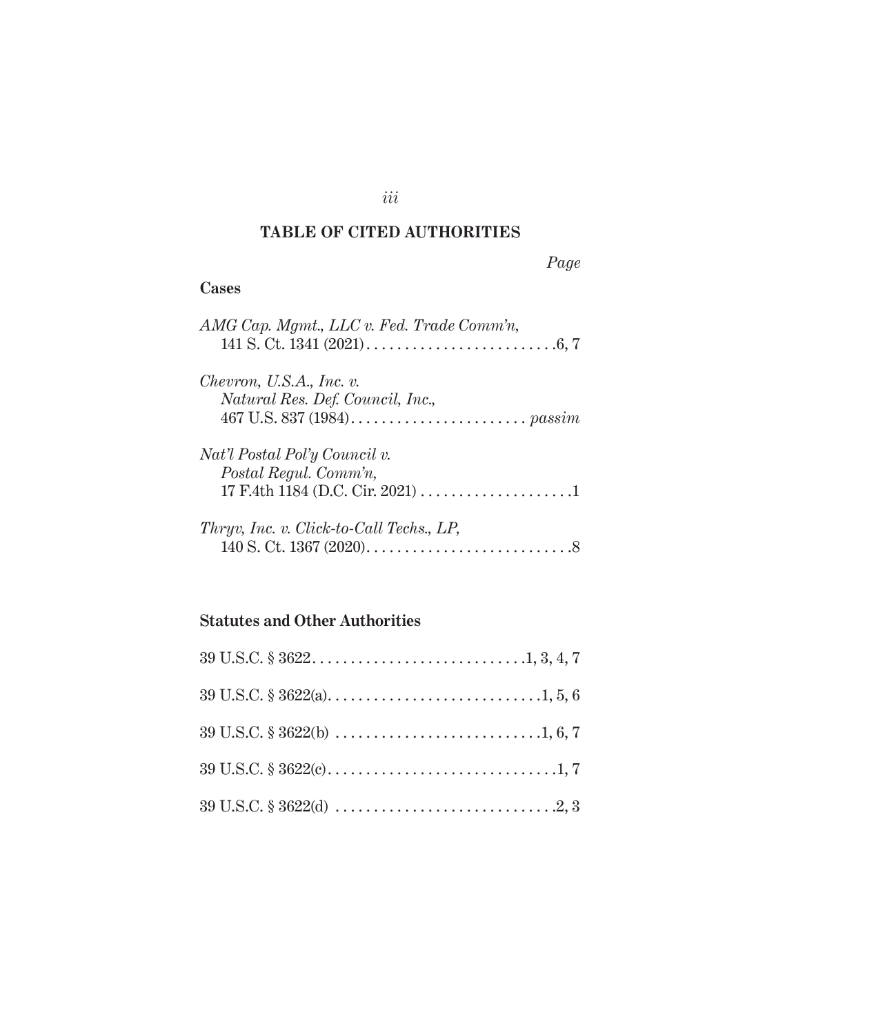## TABLE OF CITED AUTHORITIES

*Page*

### Cases

*AMG Cap. Mgmt., LLC v. Fed. Trade Comm'n*, 141 S. Ct. 1341 (2021) . . . . . . . . . . . . . . . . . . . . . . . . . .6, 7

*Chevron, U.S.A., Inc. v. Natural Res. Def. Council, Inc.*, 467 U.S. 837 (1984) . . . . . . . . . . . . . . . . . . . . . . . *passim*

*Nat'l Postal Pol'y Council v. Postal Regul. Comm'n*, 17 F.4th 1184 (D.C. Cir. 2021) . . . . . . . . . . . . . . . . . . . .1

*Thryv, Inc. v. Click-to-Call Techs., LP*, 140 S. Ct. 1367 (2020) . . . . . . . . . . . . . . . . . . . . . . . . . . .8

### Statutes and Other Authorities

39 U.S.C. § 3622 . . . . . . . . . . . . . . . . . . . . . . . . . . . .1, 3, 4, 7

39 U.S.C. § 3622(a) . . . . . . . . . . . . . . . . . . . . . . . . . . . .1, 5, 6

39 U.S.C. § 3622(b) . . . . . . . . . . . . . . . . . . . . . . . . . . .1, 6, 7

39 U.S.C. § 3622(c) . . . . . . . . . . . . . . . . . . . . . . . . . . . . . .1, 7

39 U.S.C. § 3622(d) . . . . . . . . . . . . . . . . . . . . . . . . . . . . .2, 3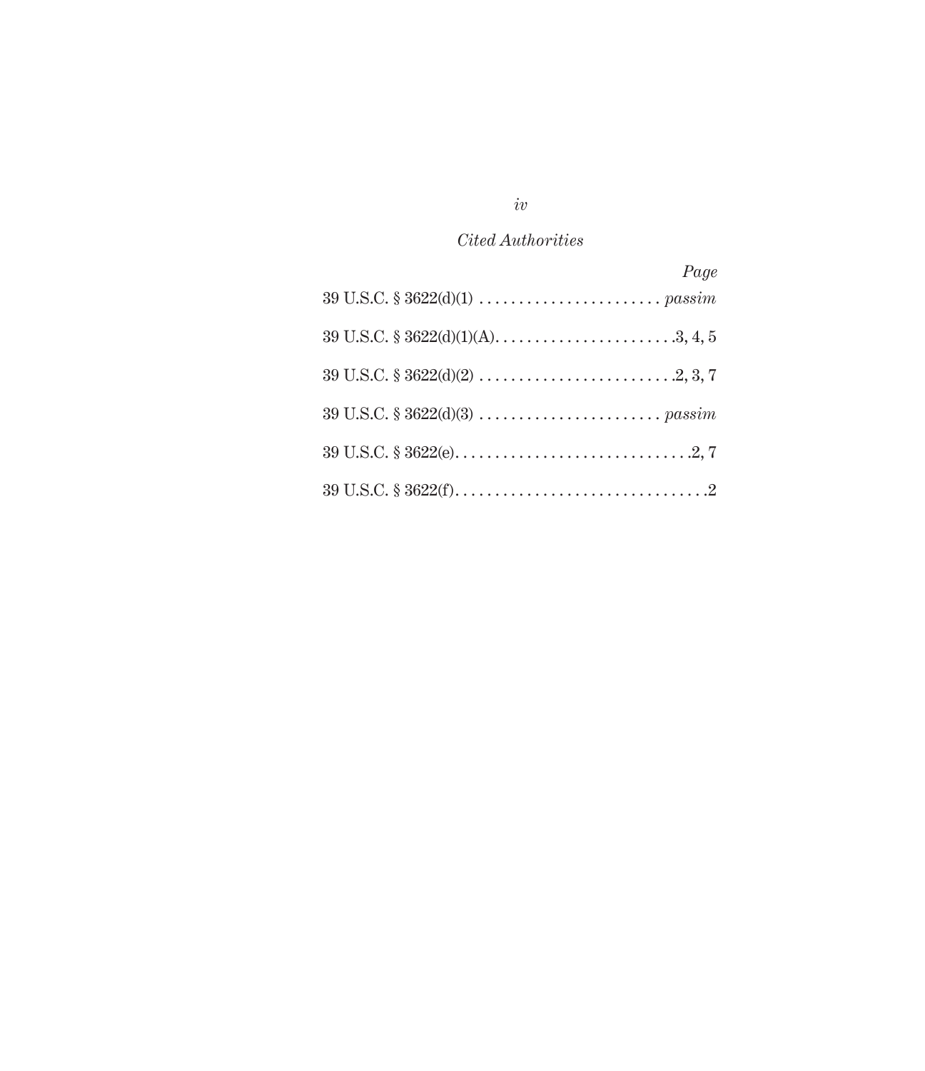*Cited Authorities*

| | *Page* |
|---|---|
| 39 U.S.C. § 3622(d)(1) | *passim* |
| 39 U.S.C. § 3622(d)(1)(A) | 3, 4, 5 |
| 39 U.S.C. § 3622(d)(2) | 2, 3, 7 |
| 39 U.S.C. § 3622(d)(3) | *passim* |
| 39 U.S.C. § 3622(e) | 2, 7 |
| 39 U.S.C. § 3622(f) | 2 |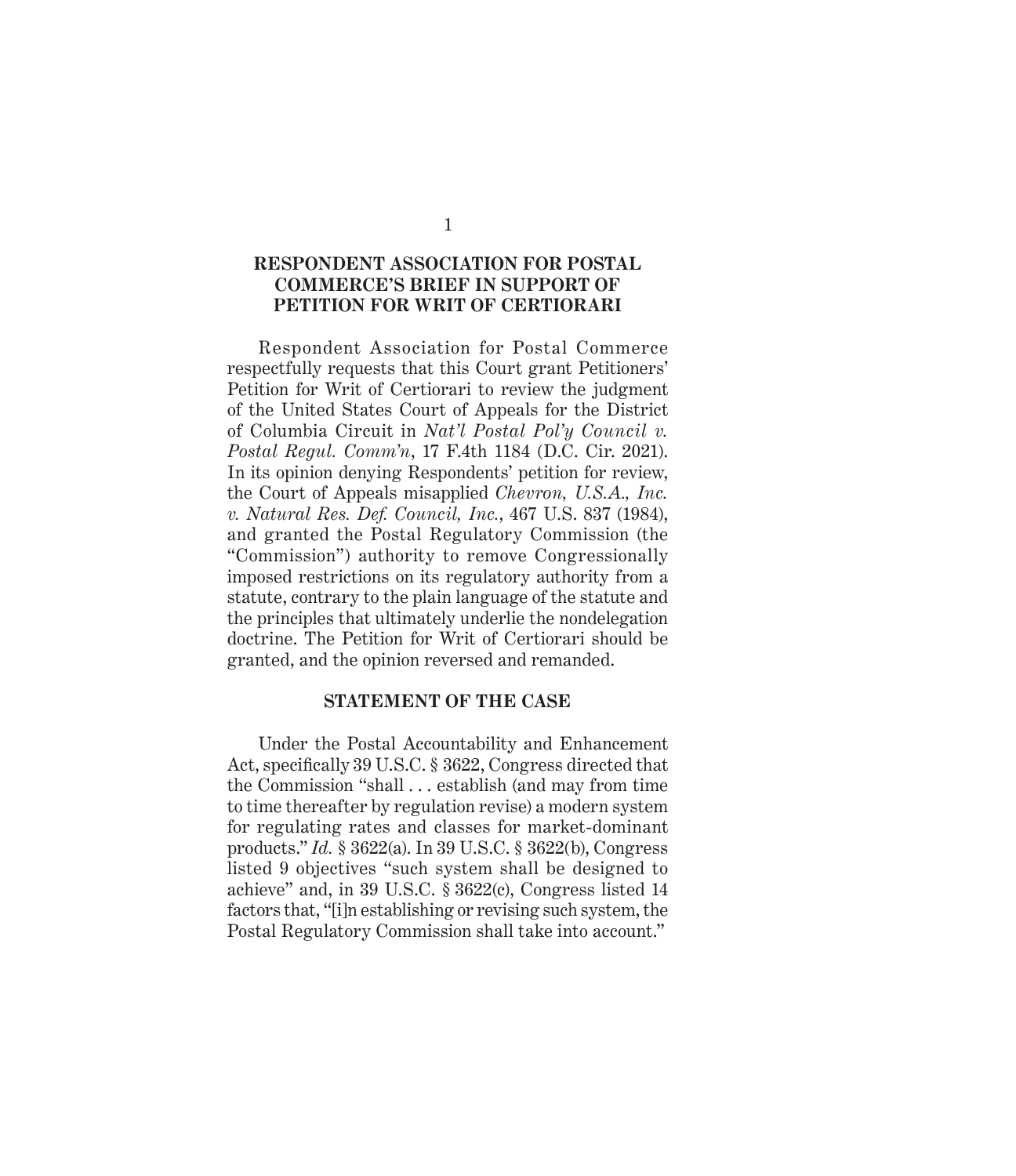## RESPONDENT ASSOCIATION FOR POSTAL COMMERCE'S BRIEF IN SUPPORT OF PETITION FOR WRIT OF CERTIORARI

Respondent Association for Postal Commerce respectfully requests that this Court grant Petitioners' Petition for Writ of Certiorari to review the judgment of the United States Court of Appeals for the District of Columbia Circuit in *Nat'l Postal Pol'y Council v. Postal Regul. Comm'n*, 17 F.4th 1184 (D.C. Cir. 2021). In its opinion denying Respondents' petition for review, the Court of Appeals misapplied *Chevron, U.S.A., Inc. v. Natural Res. Def. Council, Inc.*, 467 U.S. 837 (1984), and granted the Postal Regulatory Commission (the "Commission") authority to remove Congressionally imposed restrictions on its regulatory authority from a statute, contrary to the plain language of the statute and the principles that ultimately underlie the nondelegation doctrine. The Petition for Writ of Certiorari should be granted, and the opinion reversed and remanded.

## STATEMENT OF THE CASE

Under the Postal Accountability and Enhancement Act, specifically 39 U.S.C. § 3622, Congress directed that the Commission "shall . . . establish (and may from time to time thereafter by regulation revise) a modern system for regulating rates and classes for market-dominant products." *Id.* § 3622(a). In 39 U.S.C. § 3622(b), Congress listed 9 objectives "such system shall be designed to achieve" and, in 39 U.S.C. § 3622(c), Congress listed 14 factors that, "[i]n establishing or revising such system, the Postal Regulatory Commission shall take into account."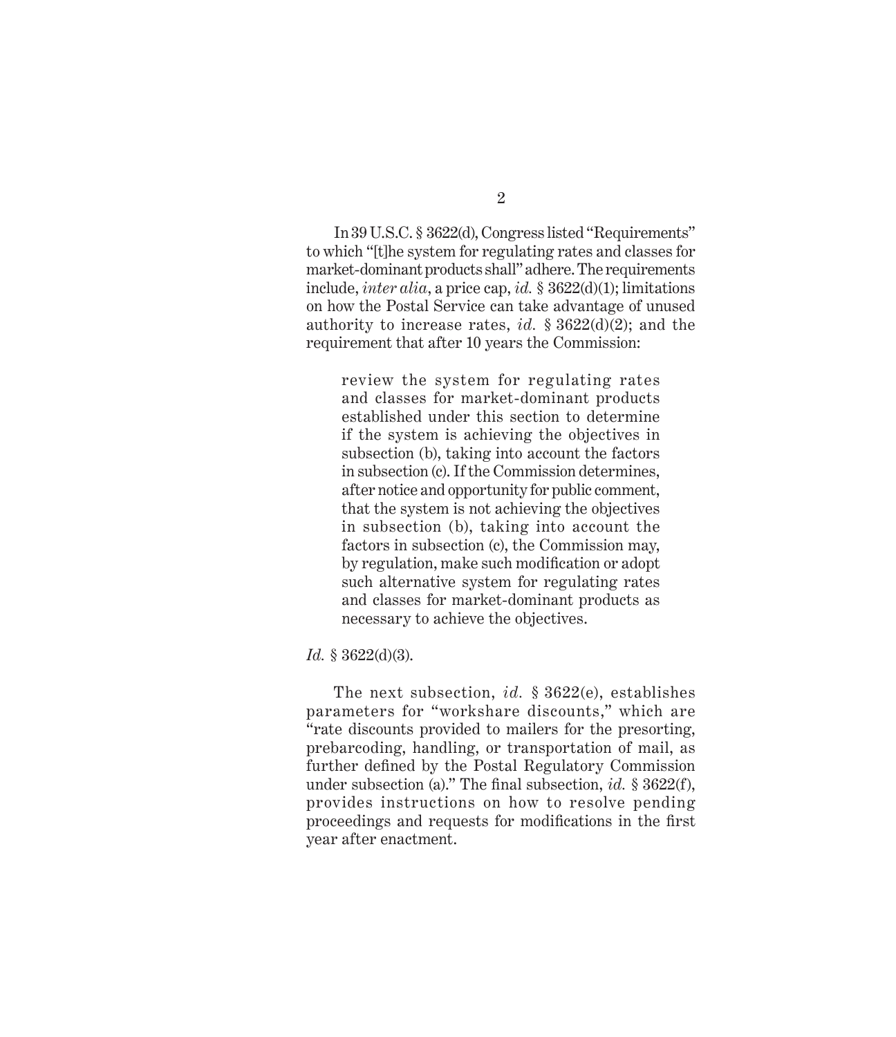In 39 U.S.C. § 3622(d), Congress listed "Requirements" to which "[t]he system for regulating rates and classes for market-dominant products shall" adhere. The requirements include, *inter alia*, a price cap, *id.* § 3622(d)(1); limitations on how the Postal Service can take advantage of unused authority to increase rates, *id.* § 3622(d)(2); and the requirement that after 10 years the Commission:

> review the system for regulating rates and classes for market-dominant products established under this section to determine if the system is achieving the objectives in subsection (b), taking into account the factors in subsection (c). If the Commission determines, after notice and opportunity for public comment, that the system is not achieving the objectives in subsection (b), taking into account the factors in subsection (c), the Commission may, by regulation, make such modification or adopt such alternative system for regulating rates and classes for market-dominant products as necessary to achieve the objectives.

*Id.* § 3622(d)(3).

The next subsection, *id.* § 3622(e), establishes parameters for "workshare discounts," which are "rate discounts provided to mailers for the presorting, prebarcoding, handling, or transportation of mail, as further defined by the Postal Regulatory Commission under subsection (a)." The final subsection, *id.* § 3622(f), provides instructions on how to resolve pending proceedings and requests for modifications in the first year after enactment.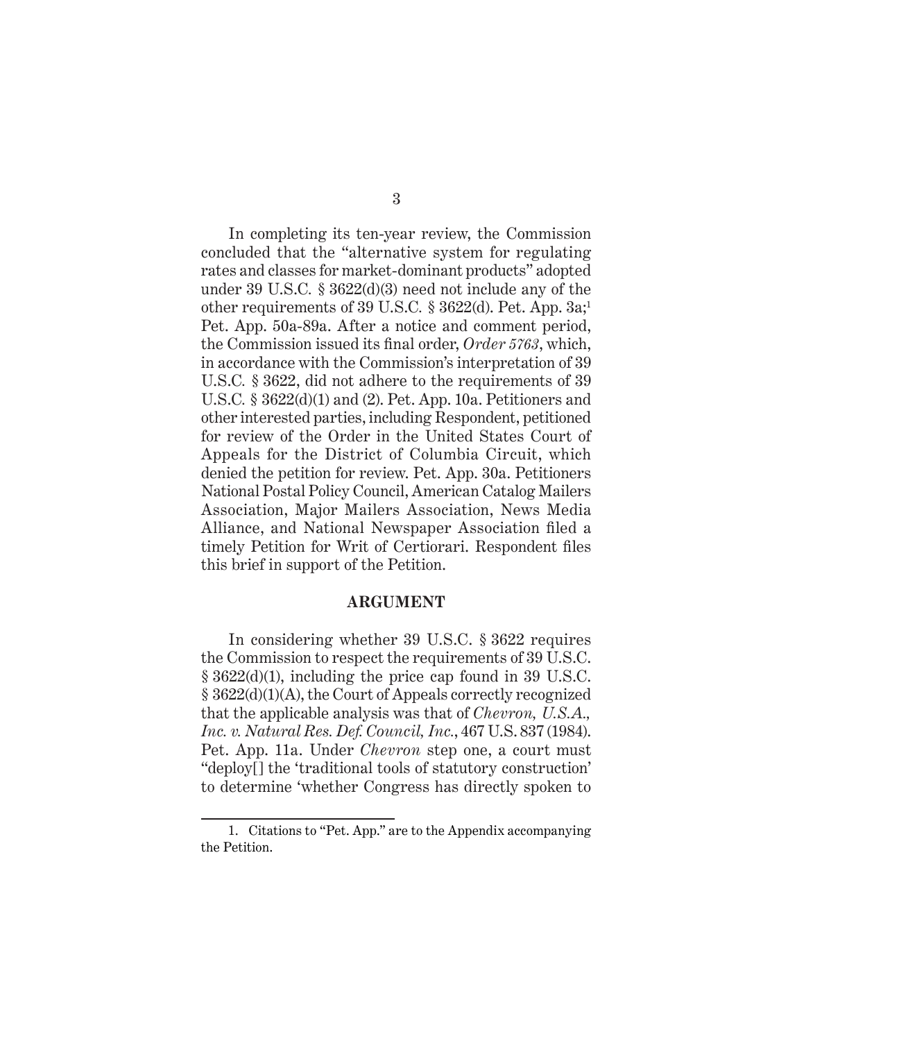In completing its ten-year review, the Commission concluded that the "alternative system for regulating rates and classes for market-dominant products" adopted under 39 U.S.C. § 3622(d)(3) need not include any of the other requirements of 39 U.S.C. § 3622(d). Pet. App. 3a;[1] Pet. App. 50a-89a. After a notice and comment period, the Commission issued its final order, *Order 5763*, which, in accordance with the Commission's interpretation of 39 U.S.C. § 3622, did not adhere to the requirements of 39 U.S.C. § 3622(d)(1) and (2). Pet. App. 10a. Petitioners and other interested parties, including Respondent, petitioned for review of the Order in the United States Court of Appeals for the District of Columbia Circuit, which denied the petition for review. Pet. App. 30a. Petitioners National Postal Policy Council, American Catalog Mailers Association, Major Mailers Association, News Media Alliance, and National Newspaper Association filed a timely Petition for Writ of Certiorari. Respondent files this brief in support of the Petition.

## ARGUMENT

In considering whether 39 U.S.C. § 3622 requires the Commission to respect the requirements of 39 U.S.C. § 3622(d)(1), including the price cap found in 39 U.S.C. § 3622(d)(1)(A), the Court of Appeals correctly recognized that the applicable analysis was that of *Chevron, U.S.A., Inc. v. Natural Res. Def. Council, Inc.*, 467 U.S. 837 (1984). Pet. App. 11a. Under *Chevron* step one, a court must "deploy[] the 'traditional tools of statutory construction' to determine 'whether Congress has directly spoken to

---

1. Citations to "Pet. App." are to the Appendix accompanying the Petition.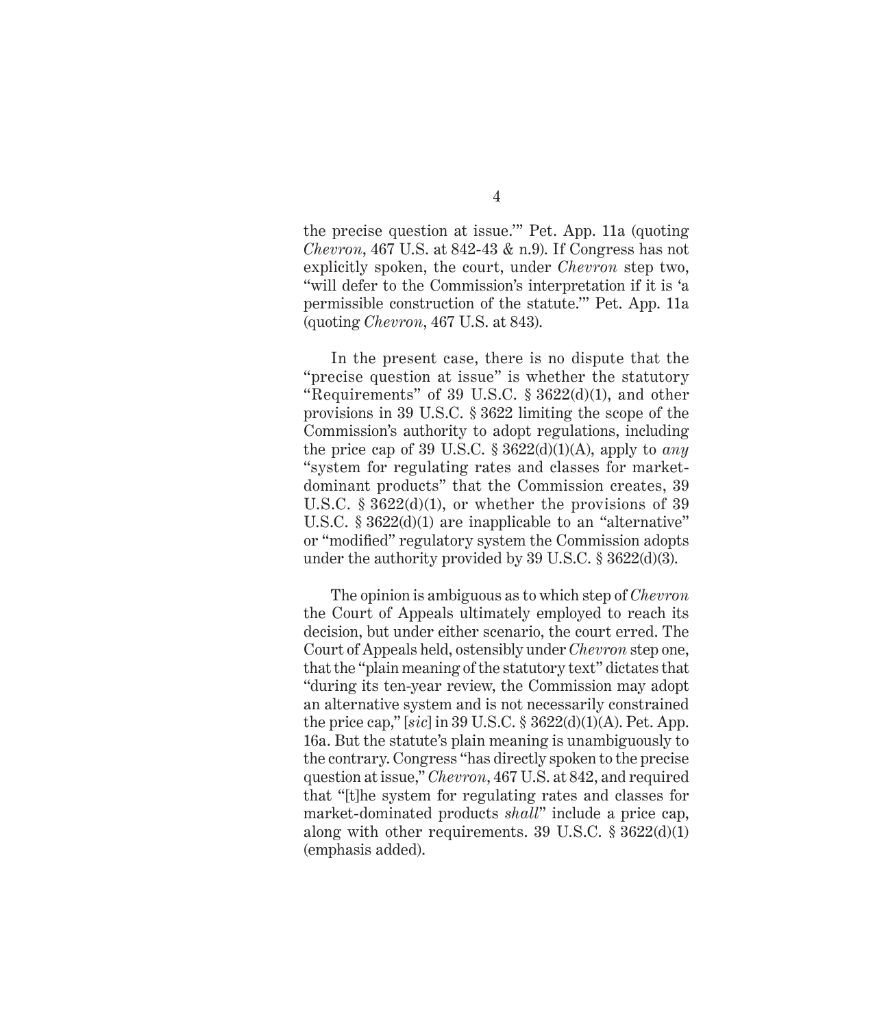the precise question at issue.'" Pet. App. 11a (quoting *Chevron*, 467 U.S. at 842-43 & n.9). If Congress has not explicitly spoken, the court, under *Chevron* step two, "will defer to the Commission's interpretation if it is 'a permissible construction of the statute.'" Pet. App. 11a (quoting *Chevron*, 467 U.S. at 843).

In the present case, there is no dispute that the "precise question at issue" is whether the statutory "Requirements" of 39 U.S.C. § 3622(d)(1), and other provisions in 39 U.S.C. § 3622 limiting the scope of the Commission's authority to adopt regulations, including the price cap of 39 U.S.C. § 3622(d)(1)(A), apply to *any* "system for regulating rates and classes for market-dominant products" that the Commission creates, 39 U.S.C. § 3622(d)(1), or whether the provisions of 39 U.S.C. § 3622(d)(1) are inapplicable to an "alternative" or "modified" regulatory system the Commission adopts under the authority provided by 39 U.S.C. § 3622(d)(3).

The opinion is ambiguous as to which step of *Chevron* the Court of Appeals ultimately employed to reach its decision, but under either scenario, the court erred. The Court of Appeals held, ostensibly under *Chevron* step one, that the "plain meaning of the statutory text" dictates that "during its ten-year review, the Commission may adopt an alternative system and is not necessarily constrained the price cap," [*sic*] in 39 U.S.C. § 3622(d)(1)(A). Pet. App. 16a. But the statute's plain meaning is unambiguously to the contrary. Congress "has directly spoken to the precise question at issue," *Chevron*, 467 U.S. at 842, and required that "[t]he system for regulating rates and classes for market-dominated products *shall*" include a price cap, along with other requirements. 39 U.S.C. § 3622(d)(1) (emphasis added).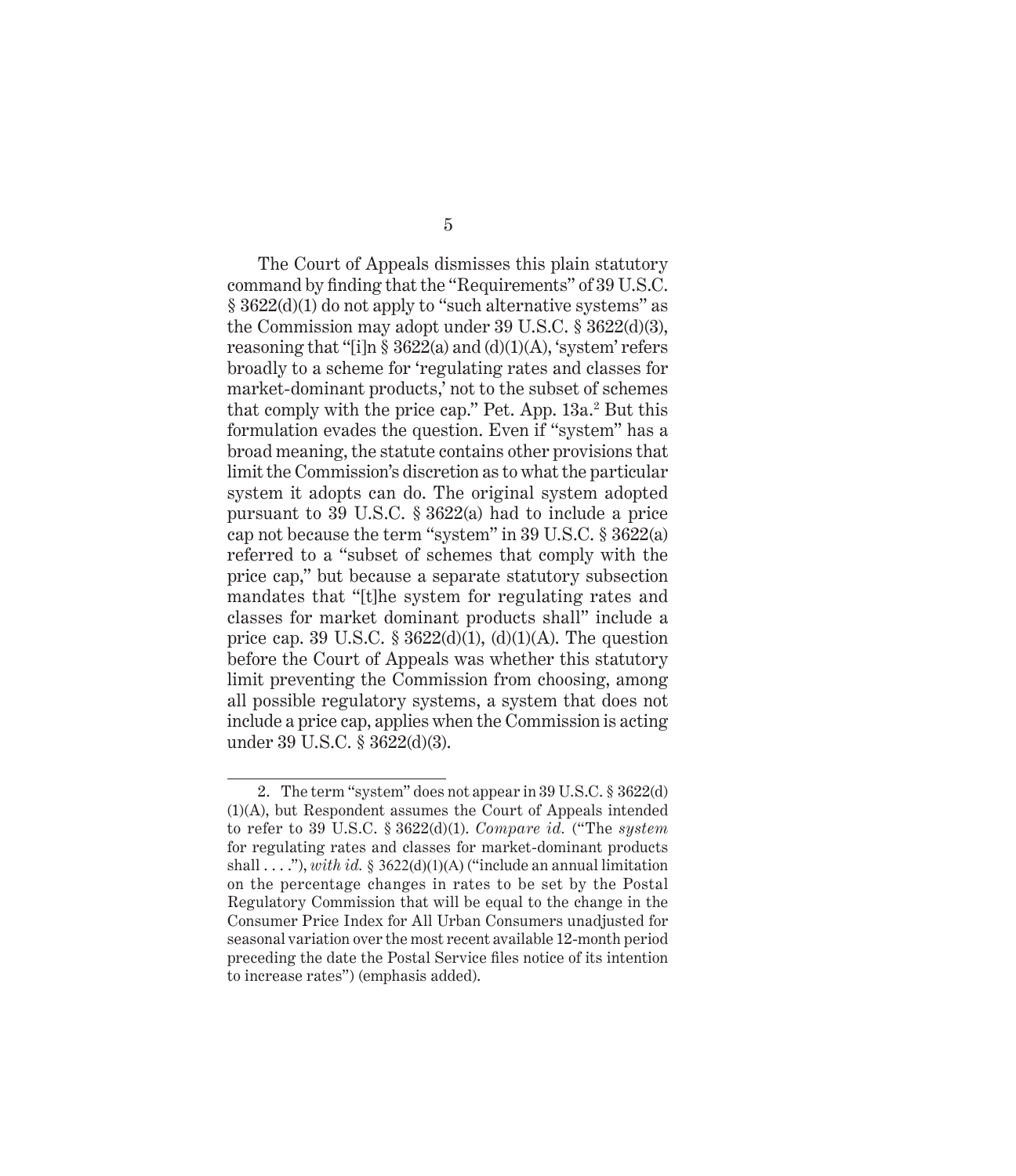The Court of Appeals dismisses this plain statutory command by finding that the "Requirements" of 39 U.S.C. § 3622(d)(1) do not apply to "such alternative systems" as the Commission may adopt under 39 U.S.C. § 3622(d)(3), reasoning that "[i]n § 3622(a) and (d)(1)(A), 'system' refers broadly to a scheme for 'regulating rates and classes for market-dominant products,' not to the subset of schemes that comply with the price cap." Pet. App. 13a.[2] But this formulation evades the question. Even if "system" has a broad meaning, the statute contains other provisions that limit the Commission's discretion as to what the particular system it adopts can do. The original system adopted pursuant to 39 U.S.C. § 3622(a) had to include a price cap not because the term "system" in 39 U.S.C. § 3622(a) referred to a "subset of schemes that comply with the price cap," but because a separate statutory subsection mandates that "[t]he system for regulating rates and classes for market dominant products shall" include a price cap. 39 U.S.C. § 3622(d)(1), (d)(1)(A). The question before the Court of Appeals was whether this statutory limit preventing the Commission from choosing, among all possible regulatory systems, a system that does not include a price cap, applies when the Commission is acting under 39 U.S.C. § 3622(d)(3).

---

2. The term "system" does not appear in 39 U.S.C. § 3622(d)(1)(A), but Respondent assumes the Court of Appeals intended to refer to 39 U.S.C. § 3622(d)(1). *Compare id.* ("The *system* for regulating rates and classes for market-dominant products shall . . . ."), *with id.* § 3622(d)(1)(A) ("include an annual limitation on the percentage changes in rates to be set by the Postal Regulatory Commission that will be equal to the change in the Consumer Price Index for All Urban Consumers unadjusted for seasonal variation over the most recent available 12-month period preceding the date the Postal Service files notice of its intention to increase rates") (emphasis added).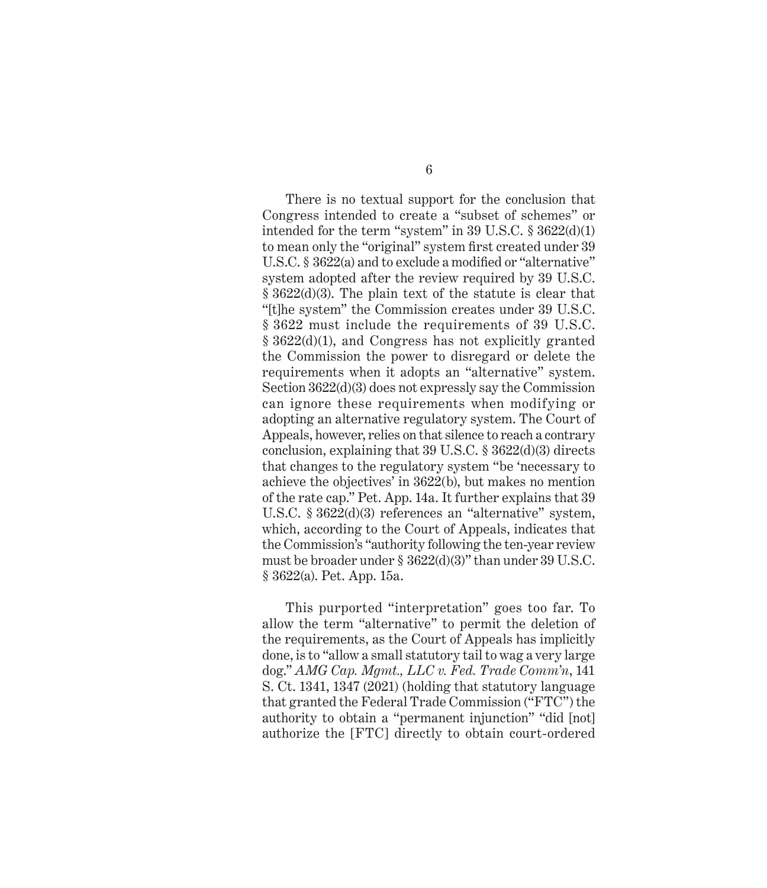There is no textual support for the conclusion that Congress intended to create a "subset of schemes" or intended for the term "system" in 39 U.S.C. § 3622(d)(1) to mean only the "original" system first created under 39 U.S.C. § 3622(a) and to exclude a modified or "alternative" system adopted after the review required by 39 U.S.C. § 3622(d)(3). The plain text of the statute is clear that "[t]he system" the Commission creates under 39 U.S.C. § 3622 must include the requirements of 39 U.S.C. § 3622(d)(1), and Congress has not explicitly granted the Commission the power to disregard or delete the requirements when it adopts an "alternative" system. Section 3622(d)(3) does not expressly say the Commission can ignore these requirements when modifying or adopting an alternative regulatory system. The Court of Appeals, however, relies on that silence to reach a contrary conclusion, explaining that 39 U.S.C. § 3622(d)(3) directs that changes to the regulatory system "be 'necessary to achieve the objectives' in 3622(b), but makes no mention of the rate cap." Pet. App. 14a. It further explains that 39 U.S.C. § 3622(d)(3) references an "alternative" system, which, according to the Court of Appeals, indicates that the Commission's "authority following the ten-year review must be broader under § 3622(d)(3)" than under 39 U.S.C. § 3622(a). Pet. App. 15a.

This purported "interpretation" goes too far. To allow the term "alternative" to permit the deletion of the requirements, as the Court of Appeals has implicitly done, is to "allow a small statutory tail to wag a very large dog." *AMG Cap. Mgmt., LLC v. Fed. Trade Comm'n*, 141 S. Ct. 1341, 1347 (2021) (holding that statutory language that granted the Federal Trade Commission ("FTC") the authority to obtain a "permanent injunction" "did [not] authorize the [FTC] directly to obtain court-ordered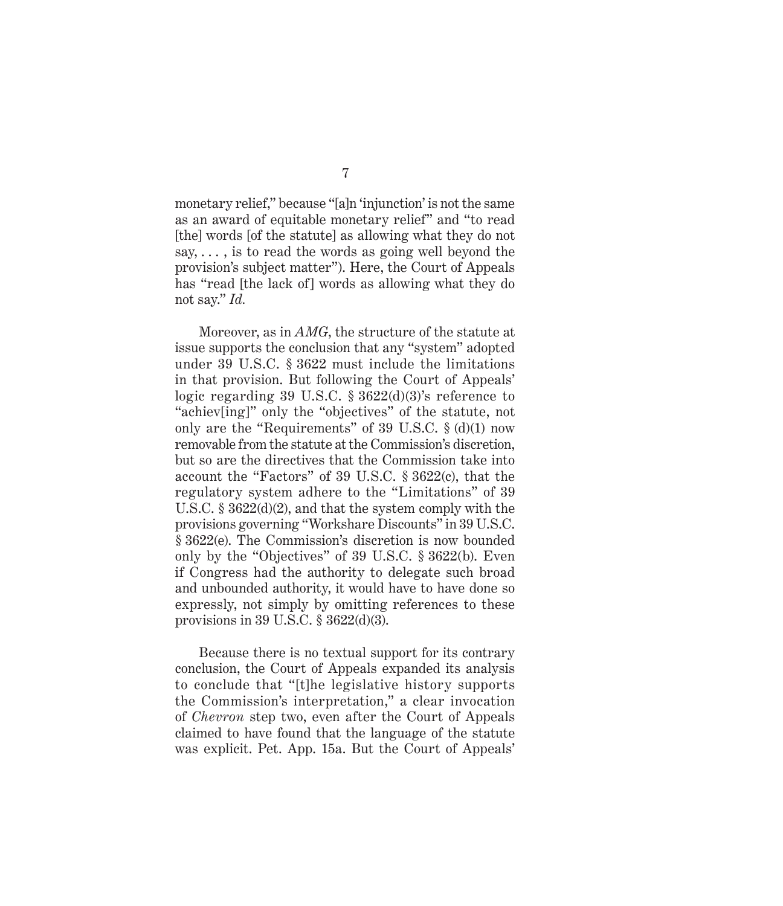monetary relief," because "[a]n 'injunction' is not the same as an award of equitable monetary relief" and "to read [the] words [of the statute] as allowing what they do not say, . . . , is to read the words as going well beyond the provision's subject matter"). Here, the Court of Appeals has "read [the lack of] words as allowing what they do not say." *Id.*

Moreover, as in *AMG*, the structure of the statute at issue supports the conclusion that any "system" adopted under 39 U.S.C. § 3622 must include the limitations in that provision. But following the Court of Appeals' logic regarding 39 U.S.C. § 3622(d)(3)'s reference to "achiev[ing]" only the "objectives" of the statute, not only are the "Requirements" of 39 U.S.C. § (d)(1) now removable from the statute at the Commission's discretion, but so are the directives that the Commission take into account the "Factors" of 39 U.S.C. § 3622(c), that the regulatory system adhere to the "Limitations" of 39 U.S.C. § 3622(d)(2), and that the system comply with the provisions governing "Workshare Discounts" in 39 U.S.C. § 3622(e). The Commission's discretion is now bounded only by the "Objectives" of 39 U.S.C. § 3622(b). Even if Congress had the authority to delegate such broad and unbounded authority, it would have to have done so expressly, not simply by omitting references to these provisions in 39 U.S.C. § 3622(d)(3).

Because there is no textual support for its contrary conclusion, the Court of Appeals expanded its analysis to conclude that "[t]he legislative history supports the Commission's interpretation," a clear invocation of *Chevron* step two, even after the Court of Appeals claimed to have found that the language of the statute was explicit. Pet. App. 15a. But the Court of Appeals'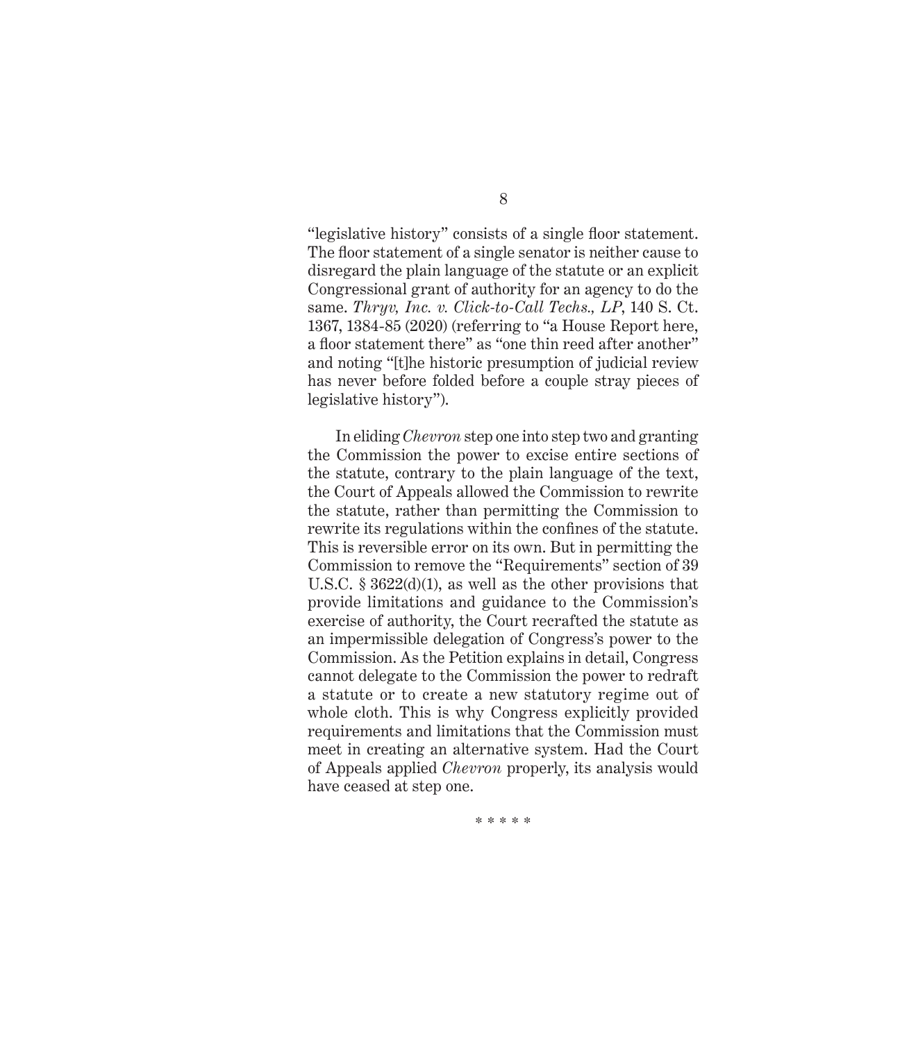"legislative history" consists of a single floor statement. The floor statement of a single senator is neither cause to disregard the plain language of the statute or an explicit Congressional grant of authority for an agency to do the same. *Thryv, Inc. v. Click-to-Call Techs., LP*, 140 S. Ct. 1367, 1384-85 (2020) (referring to "a House Report here, a floor statement there" as "one thin reed after another" and noting "[t]he historic presumption of judicial review has never before folded before a couple stray pieces of legislative history").

In eliding *Chevron* step one into step two and granting the Commission the power to excise entire sections of the statute, contrary to the plain language of the text, the Court of Appeals allowed the Commission to rewrite the statute, rather than permitting the Commission to rewrite its regulations within the confines of the statute. This is reversible error on its own. But in permitting the Commission to remove the "Requirements" section of 39 U.S.C. § 3622(d)(1), as well as the other provisions that provide limitations and guidance to the Commission's exercise of authority, the Court recrafted the statute as an impermissible delegation of Congress's power to the Commission. As the Petition explains in detail, Congress cannot delegate to the Commission the power to redraft a statute or to create a new statutory regime out of whole cloth. This is why Congress explicitly provided requirements and limitations that the Commission must meet in creating an alternative system. Had the Court of Appeals applied *Chevron* properly, its analysis would have ceased at step one.

* * * * *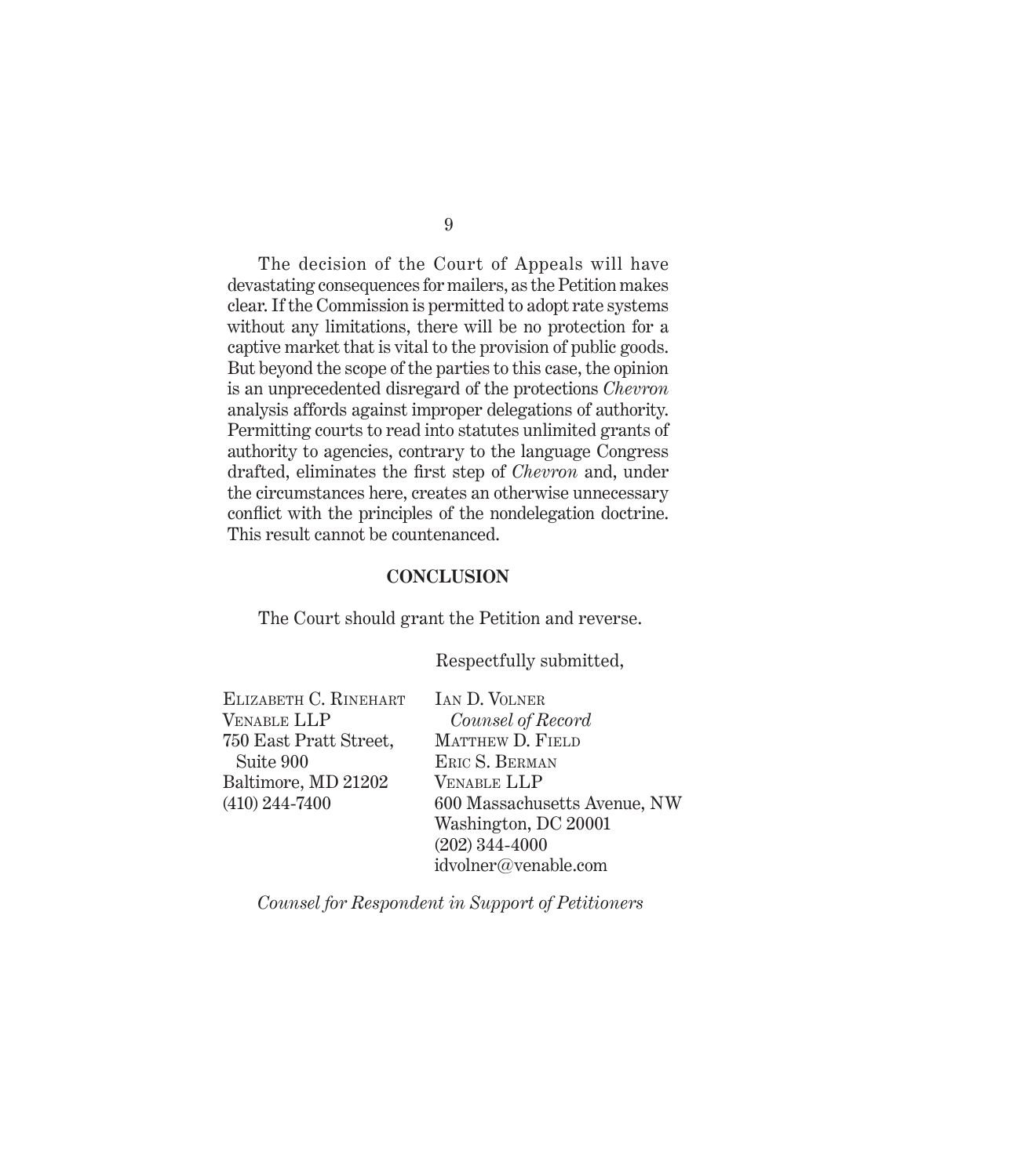The decision of the Court of Appeals will have devastating consequences for mailers, as the Petition makes clear. If the Commission is permitted to adopt rate systems without any limitations, there will be no protection for a captive market that is vital to the provision of public goods. But beyond the scope of the parties to this case, the opinion is an unprecedented disregard of the protections *Chevron* analysis affords against improper delegations of authority. Permitting courts to read into statutes unlimited grants of authority to agencies, contrary to the language Congress drafted, eliminates the first step of *Chevron* and, under the circumstances here, creates an otherwise unnecessary conflict with the principles of the nondelegation doctrine. This result cannot be countenanced.

## CONCLUSION

The Court should grant the Petition and reverse.

Respectfully submitted,

Elizabeth C. Rinehart
Venable LLP
750 East Pratt Street,
Suite 900
Baltimore, MD 21202
(410) 244-7400

Ian D. Volner
*Counsel of Record*
Matthew D. Field
Eric S. Berman
Venable LLP
600 Massachusetts Avenue, NW
Washington, DC 20001
(202) 344-4000
idvolner@venable.com

*Counsel for Respondent in Support of Petitioners*